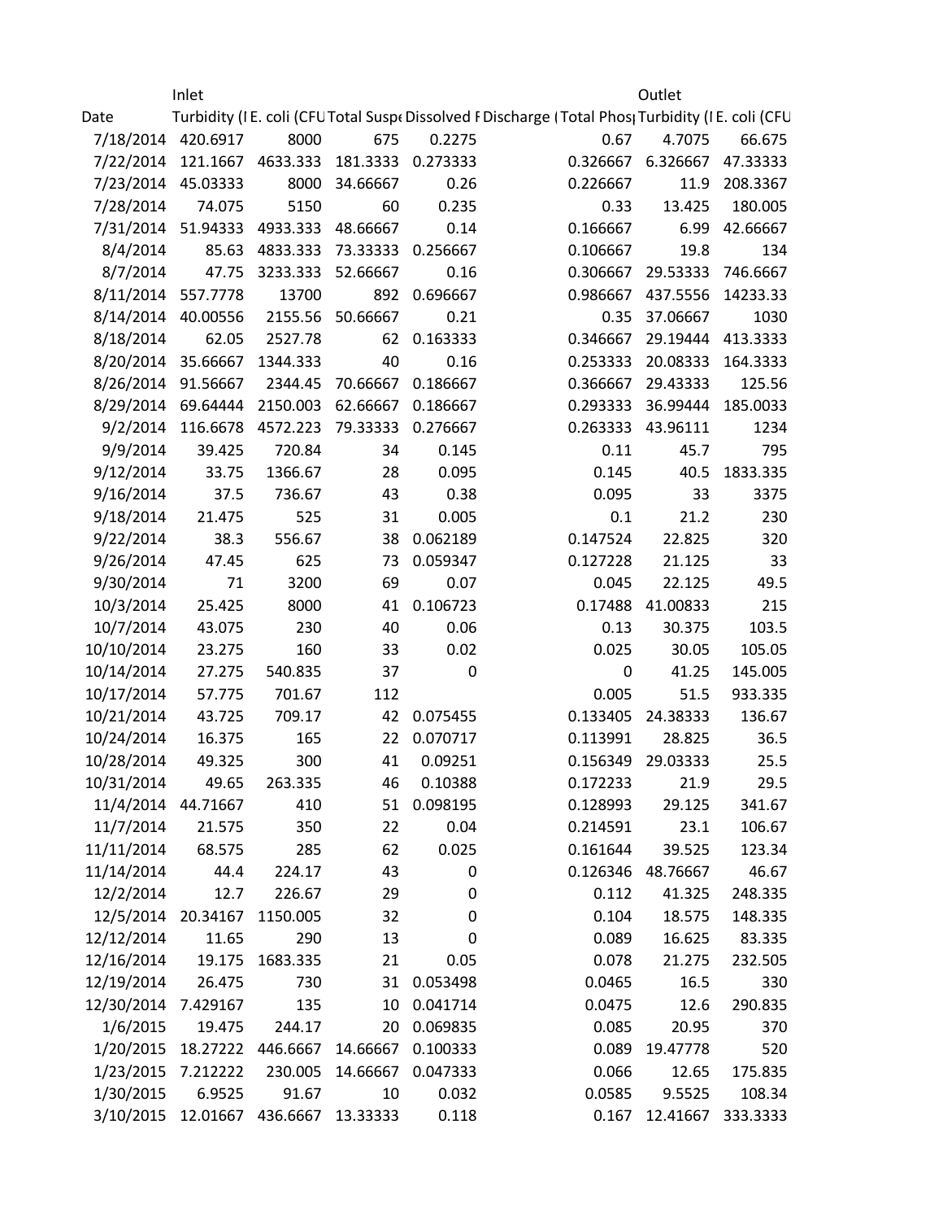| | Inlet | | | | | | Outlet | |
|---|---|---|---|---|---|---|---|---|
| Date | Turbidity (I | E. coli (CFU | Total Susp | Dissolved F | Discharge ( | Total Phos | Turbidity (I | E. coli (CFU |
| 7/18/2014 | 420.6917 | 8000 | 675 | 0.2275 | | 0.67 | 4.7075 | 66.675 |
| 7/22/2014 | 121.1667 | 4633.333 | 181.3333 | 0.273333 | | 0.326667 | 6.326667 | 47.33333 |
| 7/23/2014 | 45.03333 | 8000 | 34.66667 | 0.26 | | 0.226667 | 11.9 | 208.3367 |
| 7/28/2014 | 74.075 | 5150 | 60 | 0.235 | | 0.33 | 13.425 | 180.005 |
| 7/31/2014 | 51.94333 | 4933.333 | 48.66667 | 0.14 | | 0.166667 | 6.99 | 42.66667 |
| 8/4/2014 | 85.63 | 4833.333 | 73.33333 | 0.256667 | | 0.106667 | 19.8 | 134 |
| 8/7/2014 | 47.75 | 3233.333 | 52.66667 | 0.16 | | 0.306667 | 29.53333 | 746.6667 |
| 8/11/2014 | 557.7778 | 13700 | 892 | 0.696667 | | 0.986667 | 437.5556 | 14233.33 |
| 8/14/2014 | 40.00556 | 2155.56 | 50.66667 | 0.21 | | 0.35 | 37.06667 | 1030 |
| 8/18/2014 | 62.05 | 2527.78 | 62 | 0.163333 | | 0.346667 | 29.19444 | 413.3333 |
| 8/20/2014 | 35.66667 | 1344.333 | 40 | 0.16 | | 0.253333 | 20.08333 | 164.3333 |
| 8/26/2014 | 91.56667 | 2344.45 | 70.66667 | 0.186667 | | 0.366667 | 29.43333 | 125.56 |
| 8/29/2014 | 69.64444 | 2150.003 | 62.66667 | 0.186667 | | 0.293333 | 36.99444 | 185.0033 |
| 9/2/2014 | 116.6678 | 4572.223 | 79.33333 | 0.276667 | | 0.263333 | 43.96111 | 1234 |
| 9/9/2014 | 39.425 | 720.84 | 34 | 0.145 | | 0.11 | 45.7 | 795 |
| 9/12/2014 | 33.75 | 1366.67 | 28 | 0.095 | | 0.145 | 40.5 | 1833.335 |
| 9/16/2014 | 37.5 | 736.67 | 43 | 0.38 | | 0.095 | 33 | 3375 |
| 9/18/2014 | 21.475 | 525 | 31 | 0.005 | | 0.1 | 21.2 | 230 |
| 9/22/2014 | 38.3 | 556.67 | 38 | 0.062189 | | 0.147524 | 22.825 | 320 |
| 9/26/2014 | 47.45 | 625 | 73 | 0.059347 | | 0.127228 | 21.125 | 33 |
| 9/30/2014 | 71 | 3200 | 69 | 0.07 | | 0.045 | 22.125 | 49.5 |
| 10/3/2014 | 25.425 | 8000 | 41 | 0.106723 | | 0.17488 | 41.00833 | 215 |
| 10/7/2014 | 43.075 | 230 | 40 | 0.06 | | 0.13 | 30.375 | 103.5 |
| 10/10/2014 | 23.275 | 160 | 33 | 0.02 | | 0.025 | 30.05 | 105.05 |
| 10/14/2014 | 27.275 | 540.835 | 37 | 0 | | 0 | 41.25 | 145.005 |
| 10/17/2014 | 57.775 | 701.67 | 112 | | | 0.005 | 51.5 | 933.335 |
| 10/21/2014 | 43.725 | 709.17 | 42 | 0.075455 | | 0.133405 | 24.38333 | 136.67 |
| 10/24/2014 | 16.375 | 165 | 22 | 0.070717 | | 0.113991 | 28.825 | 36.5 |
| 10/28/2014 | 49.325 | 300 | 41 | 0.09251 | | 0.156349 | 29.03333 | 25.5 |
| 10/31/2014 | 49.65 | 263.335 | 46 | 0.10388 | | 0.172233 | 21.9 | 29.5 |
| 11/4/2014 | 44.71667 | 410 | 51 | 0.098195 | | 0.128993 | 29.125 | 341.67 |
| 11/7/2014 | 21.575 | 350 | 22 | 0.04 | | 0.214591 | 23.1 | 106.67 |
| 11/11/2014 | 68.575 | 285 | 62 | 0.025 | | 0.161644 | 39.525 | 123.34 |
| 11/14/2014 | 44.4 | 224.17 | 43 | 0 | | 0.126346 | 48.76667 | 46.67 |
| 12/2/2014 | 12.7 | 226.67 | 29 | 0 | | 0.112 | 41.325 | 248.335 |
| 12/5/2014 | 20.34167 | 1150.005 | 32 | 0 | | 0.104 | 18.575 | 148.335 |
| 12/12/2014 | 11.65 | 290 | 13 | 0 | | 0.089 | 16.625 | 83.335 |
| 12/16/2014 | 19.175 | 1683.335 | 21 | 0.05 | | 0.078 | 21.275 | 232.505 |
| 12/19/2014 | 26.475 | 730 | 31 | 0.053498 | | 0.0465 | 16.5 | 330 |
| 12/30/2014 | 7.429167 | 135 | 10 | 0.041714 | | 0.0475 | 12.6 | 290.835 |
| 1/6/2015 | 19.475 | 244.17 | 20 | 0.069835 | | 0.085 | 20.95 | 370 |
| 1/20/2015 | 18.27222 | 446.6667 | 14.66667 | 0.100333 | | 0.089 | 19.47778 | 520 |
| 1/23/2015 | 7.212222 | 230.005 | 14.66667 | 0.047333 | | 0.066 | 12.65 | 175.835 |
| 1/30/2015 | 6.9525 | 91.67 | 10 | 0.032 | | 0.0585 | 9.5525 | 108.34 |
| 3/10/2015 | 12.01667 | 436.6667 | 13.33333 | 0.118 | | 0.167 | 12.41667 | 333.3333 |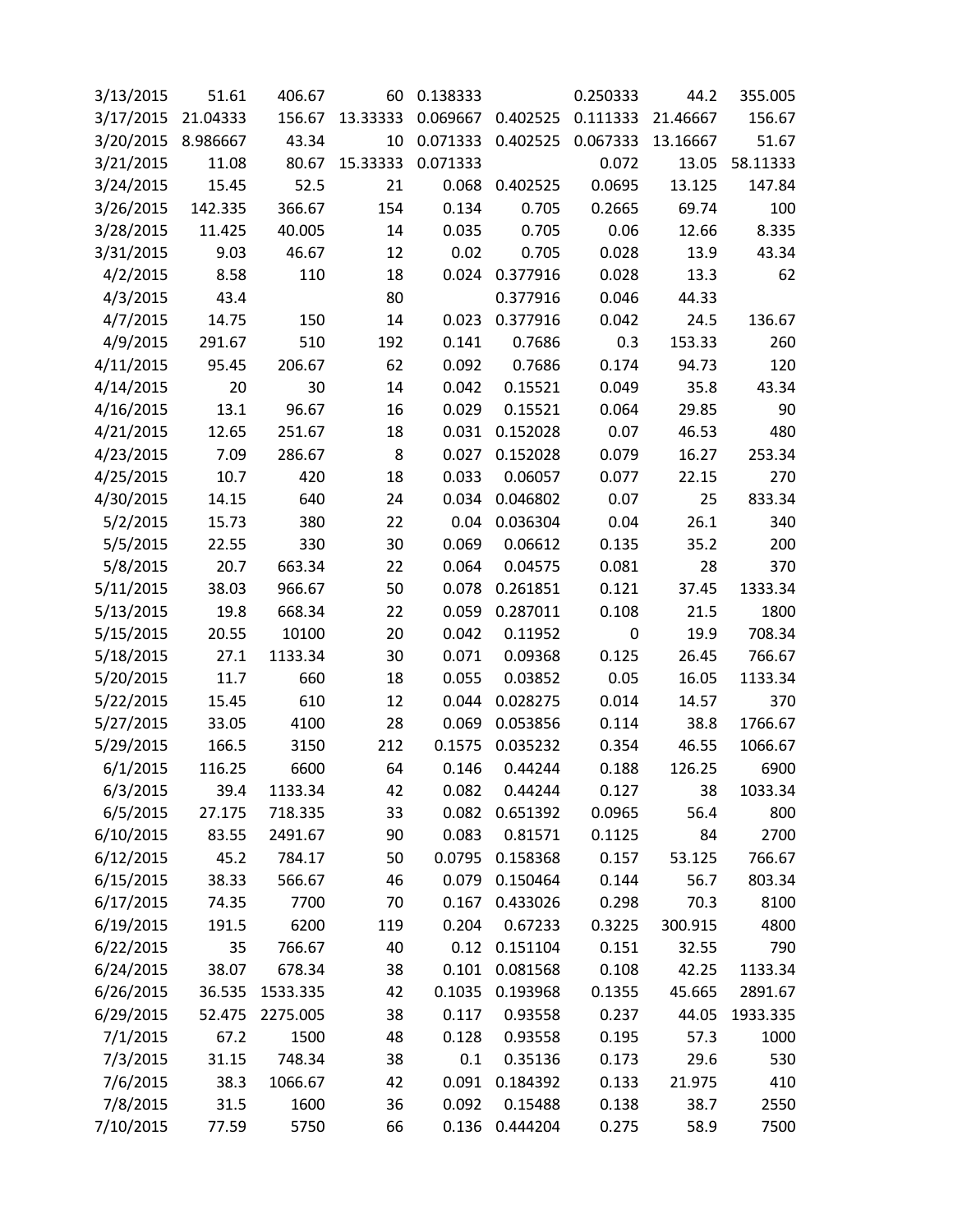|  |  |  |  |  |  |  |  |  |
|---|---|---|---|---|---|---|---|---|
| 3/13/2015 | 51.61 | 406.67 | 60 | 0.138333 |  | 0.250333 | 44.2 | 355.005 |
| 3/17/2015 | 21.04333 | 156.67 | 13.33333 | 0.069667 | 0.402525 | 0.111333 | 21.46667 | 156.67 |
| 3/20/2015 | 8.986667 | 43.34 | 10 | 0.071333 | 0.402525 | 0.067333 | 13.16667 | 51.67 |
| 3/21/2015 | 11.08 | 80.67 | 15.33333 | 0.071333 |  | 0.072 | 13.05 | 58.11333 |
| 3/24/2015 | 15.45 | 52.5 | 21 | 0.068 | 0.402525 | 0.0695 | 13.125 | 147.84 |
| 3/26/2015 | 142.335 | 366.67 | 154 | 0.134 | 0.705 | 0.2665 | 69.74 | 100 |
| 3/28/2015 | 11.425 | 40.005 | 14 | 0.035 | 0.705 | 0.06 | 12.66 | 8.335 |
| 3/31/2015 | 9.03 | 46.67 | 12 | 0.02 | 0.705 | 0.028 | 13.9 | 43.34 |
| 4/2/2015 | 8.58 | 110 | 18 | 0.024 | 0.377916 | 0.028 | 13.3 | 62 |
| 4/3/2015 | 43.4 |  | 80 |  | 0.377916 | 0.046 | 44.33 |  |
| 4/7/2015 | 14.75 | 150 | 14 | 0.023 | 0.377916 | 0.042 | 24.5 | 136.67 |
| 4/9/2015 | 291.67 | 510 | 192 | 0.141 | 0.7686 | 0.3 | 153.33 | 260 |
| 4/11/2015 | 95.45 | 206.67 | 62 | 0.092 | 0.7686 | 0.174 | 94.73 | 120 |
| 4/14/2015 | 20 | 30 | 14 | 0.042 | 0.15521 | 0.049 | 35.8 | 43.34 |
| 4/16/2015 | 13.1 | 96.67 | 16 | 0.029 | 0.15521 | 0.064 | 29.85 | 90 |
| 4/21/2015 | 12.65 | 251.67 | 18 | 0.031 | 0.152028 | 0.07 | 46.53 | 480 |
| 4/23/2015 | 7.09 | 286.67 | 8 | 0.027 | 0.152028 | 0.079 | 16.27 | 253.34 |
| 4/25/2015 | 10.7 | 420 | 18 | 0.033 | 0.06057 | 0.077 | 22.15 | 270 |
| 4/30/2015 | 14.15 | 640 | 24 | 0.034 | 0.046802 | 0.07 | 25 | 833.34 |
| 5/2/2015 | 15.73 | 380 | 22 | 0.04 | 0.036304 | 0.04 | 26.1 | 340 |
| 5/5/2015 | 22.55 | 330 | 30 | 0.069 | 0.06612 | 0.135 | 35.2 | 200 |
| 5/8/2015 | 20.7 | 663.34 | 22 | 0.064 | 0.04575 | 0.081 | 28 | 370 |
| 5/11/2015 | 38.03 | 966.67 | 50 | 0.078 | 0.261851 | 0.121 | 37.45 | 1333.34 |
| 5/13/2015 | 19.8 | 668.34 | 22 | 0.059 | 0.287011 | 0.108 | 21.5 | 1800 |
| 5/15/2015 | 20.55 | 10100 | 20 | 0.042 | 0.11952 | 0 | 19.9 | 708.34 |
| 5/18/2015 | 27.1 | 1133.34 | 30 | 0.071 | 0.09368 | 0.125 | 26.45 | 766.67 |
| 5/20/2015 | 11.7 | 660 | 18 | 0.055 | 0.03852 | 0.05 | 16.05 | 1133.34 |
| 5/22/2015 | 15.45 | 610 | 12 | 0.044 | 0.028275 | 0.014 | 14.57 | 370 |
| 5/27/2015 | 33.05 | 4100 | 28 | 0.069 | 0.053856 | 0.114 | 38.8 | 1766.67 |
| 5/29/2015 | 166.5 | 3150 | 212 | 0.1575 | 0.035232 | 0.354 | 46.55 | 1066.67 |
| 6/1/2015 | 116.25 | 6600 | 64 | 0.146 | 0.44244 | 0.188 | 126.25 | 6900 |
| 6/3/2015 | 39.4 | 1133.34 | 42 | 0.082 | 0.44244 | 0.127 | 38 | 1033.34 |
| 6/5/2015 | 27.175 | 718.335 | 33 | 0.082 | 0.651392 | 0.0965 | 56.4 | 800 |
| 6/10/2015 | 83.55 | 2491.67 | 90 | 0.083 | 0.81571 | 0.1125 | 84 | 2700 |
| 6/12/2015 | 45.2 | 784.17 | 50 | 0.0795 | 0.158368 | 0.157 | 53.125 | 766.67 |
| 6/15/2015 | 38.33 | 566.67 | 46 | 0.079 | 0.150464 | 0.144 | 56.7 | 803.34 |
| 6/17/2015 | 74.35 | 7700 | 70 | 0.167 | 0.433026 | 0.298 | 70.3 | 8100 |
| 6/19/2015 | 191.5 | 6200 | 119 | 0.204 | 0.67233 | 0.3225 | 300.915 | 4800 |
| 6/22/2015 | 35 | 766.67 | 40 | 0.12 | 0.151104 | 0.151 | 32.55 | 790 |
| 6/24/2015 | 38.07 | 678.34 | 38 | 0.101 | 0.081568 | 0.108 | 42.25 | 1133.34 |
| 6/26/2015 | 36.535 | 1533.335 | 42 | 0.1035 | 0.193968 | 0.1355 | 45.665 | 2891.67 |
| 6/29/2015 | 52.475 | 2275.005 | 38 | 0.117 | 0.93558 | 0.237 | 44.05 | 1933.335 |
| 7/1/2015 | 67.2 | 1500 | 48 | 0.128 | 0.93558 | 0.195 | 57.3 | 1000 |
| 7/3/2015 | 31.15 | 748.34 | 38 | 0.1 | 0.35136 | 0.173 | 29.6 | 530 |
| 7/6/2015 | 38.3 | 1066.67 | 42 | 0.091 | 0.184392 | 0.133 | 21.975 | 410 |
| 7/8/2015 | 31.5 | 1600 | 36 | 0.092 | 0.15488 | 0.138 | 38.7 | 2550 |
| 7/10/2015 | 77.59 | 5750 | 66 | 0.136 | 0.444204 | 0.275 | 58.9 | 7500 |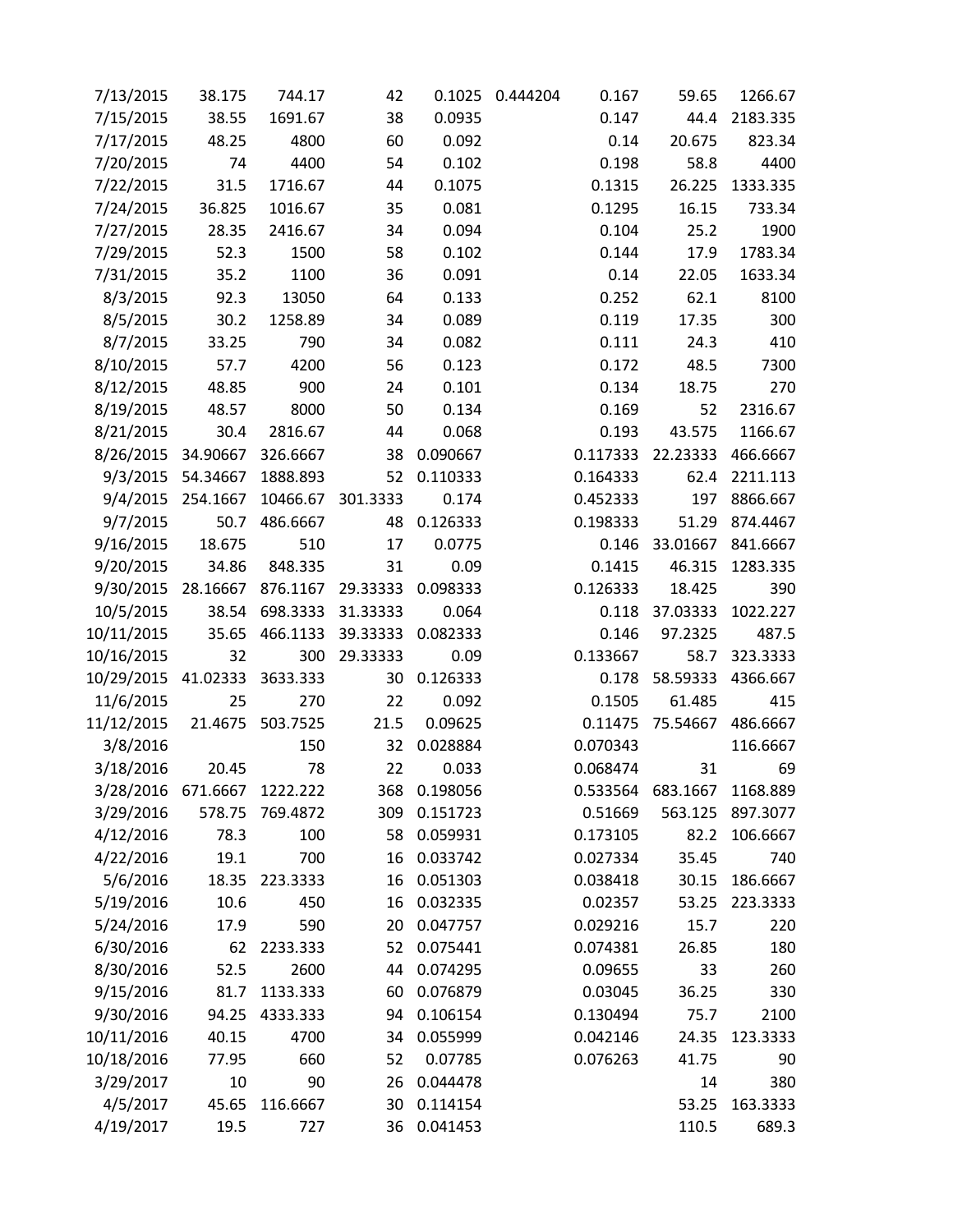| | | | | | | | | |
|---|---|---|---|---|---|---|---|---|
| 7/13/2015 | 38.175 | 744.17 | 42 | 0.1025 | 0.444204 | 0.167 | 59.65 | 1266.67 |
| 7/15/2015 | 38.55 | 1691.67 | 38 | 0.0935 | | 0.147 | 44.4 | 2183.335 |
| 7/17/2015 | 48.25 | 4800 | 60 | 0.092 | | 0.14 | 20.675 | 823.34 |
| 7/20/2015 | 74 | 4400 | 54 | 0.102 | | 0.198 | 58.8 | 4400 |
| 7/22/2015 | 31.5 | 1716.67 | 44 | 0.1075 | | 0.1315 | 26.225 | 1333.335 |
| 7/24/2015 | 36.825 | 1016.67 | 35 | 0.081 | | 0.1295 | 16.15 | 733.34 |
| 7/27/2015 | 28.35 | 2416.67 | 34 | 0.094 | | 0.104 | 25.2 | 1900 |
| 7/29/2015 | 52.3 | 1500 | 58 | 0.102 | | 0.144 | 17.9 | 1783.34 |
| 7/31/2015 | 35.2 | 1100 | 36 | 0.091 | | 0.14 | 22.05 | 1633.34 |
| 8/3/2015 | 92.3 | 13050 | 64 | 0.133 | | 0.252 | 62.1 | 8100 |
| 8/5/2015 | 30.2 | 1258.89 | 34 | 0.089 | | 0.119 | 17.35 | 300 |
| 8/7/2015 | 33.25 | 790 | 34 | 0.082 | | 0.111 | 24.3 | 410 |
| 8/10/2015 | 57.7 | 4200 | 56 | 0.123 | | 0.172 | 48.5 | 7300 |
| 8/12/2015 | 48.85 | 900 | 24 | 0.101 | | 0.134 | 18.75 | 270 |
| 8/19/2015 | 48.57 | 8000 | 50 | 0.134 | | 0.169 | 52 | 2316.67 |
| 8/21/2015 | 30.4 | 2816.67 | 44 | 0.068 | | 0.193 | 43.575 | 1166.67 |
| 8/26/2015 | 34.90667 | 326.6667 | 38 | 0.090667 | | 0.117333 | 22.23333 | 466.6667 |
| 9/3/2015 | 54.34667 | 1888.893 | 52 | 0.110333 | | 0.164333 | 62.4 | 2211.113 |
| 9/4/2015 | 254.1667 | 10466.67 | 301.3333 | 0.174 | | 0.452333 | 197 | 8866.667 |
| 9/7/2015 | 50.7 | 486.6667 | 48 | 0.126333 | | 0.198333 | 51.29 | 874.4467 |
| 9/16/2015 | 18.675 | 510 | 17 | 0.0775 | | 0.146 | 33.01667 | 841.6667 |
| 9/20/2015 | 34.86 | 848.335 | 31 | 0.09 | | 0.1415 | 46.315 | 1283.335 |
| 9/30/2015 | 28.16667 | 876.1167 | 29.33333 | 0.098333 | | 0.126333 | 18.425 | 390 |
| 10/5/2015 | 38.54 | 698.3333 | 31.33333 | 0.064 | | 0.118 | 37.03333 | 1022.227 |
| 10/11/2015 | 35.65 | 466.1133 | 39.33333 | 0.082333 | | 0.146 | 97.2325 | 487.5 |
| 10/16/2015 | 32 | 300 | 29.33333 | 0.09 | | 0.133667 | 58.7 | 323.3333 |
| 10/29/2015 | 41.02333 | 3633.333 | 30 | 0.126333 | | 0.178 | 58.59333 | 4366.667 |
| 11/6/2015 | 25 | 270 | 22 | 0.092 | | 0.1505 | 61.485 | 415 |
| 11/12/2015 | 21.4675 | 503.7525 | 21.5 | 0.09625 | | 0.11475 | 75.54667 | 486.6667 |
| 3/8/2016 | | 150 | 32 | 0.028884 | | 0.070343 | | 116.6667 |
| 3/18/2016 | 20.45 | 78 | 22 | 0.033 | | 0.068474 | 31 | 69 |
| 3/28/2016 | 671.6667 | 1222.222 | 368 | 0.198056 | | 0.533564 | 683.1667 | 1168.889 |
| 3/29/2016 | 578.75 | 769.4872 | 309 | 0.151723 | | 0.51669 | 563.125 | 897.3077 |
| 4/12/2016 | 78.3 | 100 | 58 | 0.059931 | | 0.173105 | 82.2 | 106.6667 |
| 4/22/2016 | 19.1 | 700 | 16 | 0.033742 | | 0.027334 | 35.45 | 740 |
| 5/6/2016 | 18.35 | 223.3333 | 16 | 0.051303 | | 0.038418 | 30.15 | 186.6667 |
| 5/19/2016 | 10.6 | 450 | 16 | 0.032335 | | 0.02357 | 53.25 | 223.3333 |
| 5/24/2016 | 17.9 | 590 | 20 | 0.047757 | | 0.029216 | 15.7 | 220 |
| 6/30/2016 | 62 | 2233.333 | 52 | 0.075441 | | 0.074381 | 26.85 | 180 |
| 8/30/2016 | 52.5 | 2600 | 44 | 0.074295 | | 0.09655 | 33 | 260 |
| 9/15/2016 | 81.7 | 1133.333 | 60 | 0.076879 | | 0.03045 | 36.25 | 330 |
| 9/30/2016 | 94.25 | 4333.333 | 94 | 0.106154 | | 0.130494 | 75.7 | 2100 |
| 10/11/2016 | 40.15 | 4700 | 34 | 0.055999 | | 0.042146 | 24.35 | 123.3333 |
| 10/18/2016 | 77.95 | 660 | 52 | 0.07785 | | 0.076263 | 41.75 | 90 |
| 3/29/2017 | 10 | 90 | 26 | 0.044478 | | | 14 | 380 |
| 4/5/2017 | 45.65 | 116.6667 | 30 | 0.114154 | | | 53.25 | 163.3333 |
| 4/19/2017 | 19.5 | 727 | 36 | 0.041453 | | | 110.5 | 689.3 |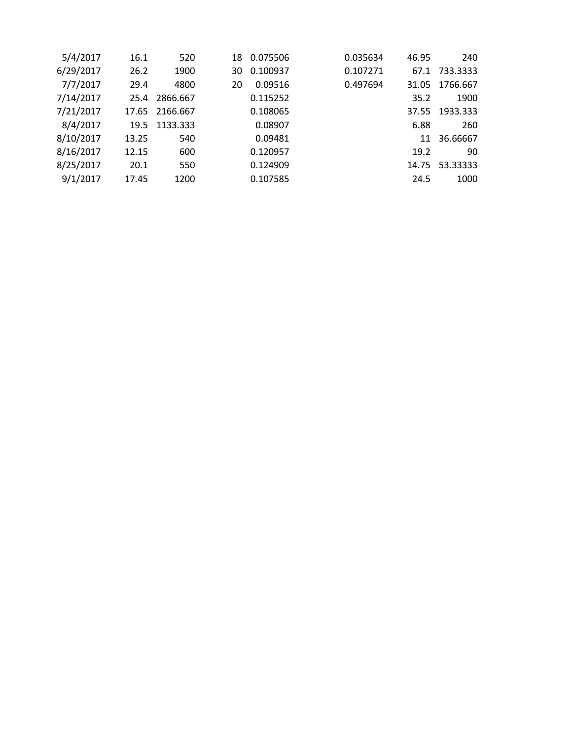| | | | | | | | | | |
|---|---|---|---|---|---|---|---|---|---|
| 5/4/2017 | 16.1 | 520 | 18 | 0.075506 | | 0.035634 | 46.95 | 240 |
| 6/29/2017 | 26.2 | 1900 | 30 | 0.100937 | | 0.107271 | 67.1 | 733.3333 |
| 7/7/2017 | 29.4 | 4800 | 20 | 0.09516 | | 0.497694 | 31.05 | 1766.667 |
| 7/14/2017 | 25.4 | 2866.667 | | 0.115252 | | | 35.2 | 1900 |
| 7/21/2017 | 17.65 | 2166.667 | | 0.108065 | | | 37.55 | 1933.333 |
| 8/4/2017 | 19.5 | 1133.333 | | 0.08907 | | | 6.88 | 260 |
| 8/10/2017 | 13.25 | 540 | | 0.09481 | | | 11 | 36.66667 |
| 8/16/2017 | 12.15 | 600 | | 0.120957 | | | 19.2 | 90 |
| 8/25/2017 | 20.1 | 550 | | 0.124909 | | | 14.75 | 53.33333 |
| 9/1/2017 | 17.45 | 1200 | | 0.107585 | | | 24.5 | 1000 |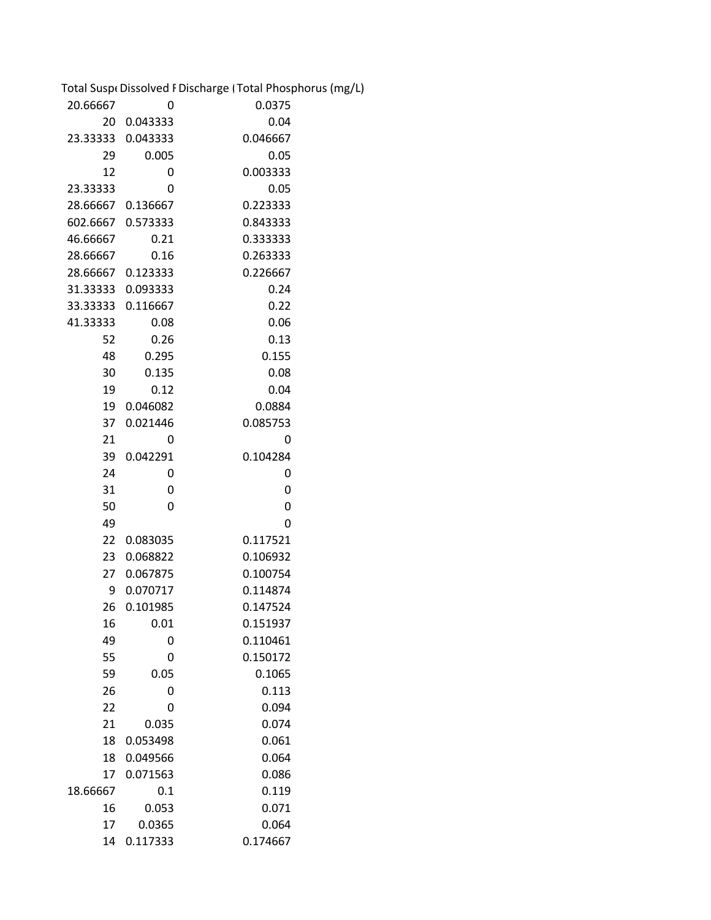| Total Susp | Dissolved F | Discharge ( | Total Phosphorus (mg/L) |
|---|---|---|---|
| 20.66667 | 0 | | 0.0375 |
| 20 | 0.043333 | | 0.04 |
| 23.33333 | 0.043333 | | 0.046667 |
| 29 | 0.005 | | 0.05 |
| 12 | 0 | | 0.003333 |
| 23.33333 | 0 | | 0.05 |
| 28.66667 | 0.136667 | | 0.223333 |
| 602.6667 | 0.573333 | | 0.843333 |
| 46.66667 | 0.21 | | 0.333333 |
| 28.66667 | 0.16 | | 0.263333 |
| 28.66667 | 0.123333 | | 0.226667 |
| 31.33333 | 0.093333 | | 0.24 |
| 33.33333 | 0.116667 | | 0.22 |
| 41.33333 | 0.08 | | 0.06 |
| 52 | 0.26 | | 0.13 |
| 48 | 0.295 | | 0.155 |
| 30 | 0.135 | | 0.08 |
| 19 | 0.12 | | 0.04 |
| 19 | 0.046082 | | 0.0884 |
| 37 | 0.021446 | | 0.085753 |
| 21 | 0 | | 0 |
| 39 | 0.042291 | | 0.104284 |
| 24 | 0 | | 0 |
| 31 | 0 | | 0 |
| 50 | 0 | | 0 |
| 49 | | | 0 |
| 22 | 0.083035 | | 0.117521 |
| 23 | 0.068822 | | 0.106932 |
| 27 | 0.067875 | | 0.100754 |
| 9 | 0.070717 | | 0.114874 |
| 26 | 0.101985 | | 0.147524 |
| 16 | 0.01 | | 0.151937 |
| 49 | 0 | | 0.110461 |
| 55 | 0 | | 0.150172 |
| 59 | 0.05 | | 0.1065 |
| 26 | 0 | | 0.113 |
| 22 | 0 | | 0.094 |
| 21 | 0.035 | | 0.074 |
| 18 | 0.053498 | | 0.061 |
| 18 | 0.049566 | | 0.064 |
| 17 | 0.071563 | | 0.086 |
| 18.66667 | 0.1 | | 0.119 |
| 16 | 0.053 | | 0.071 |
| 17 | 0.0365 | | 0.064 |
| 14 | 0.117333 | | 0.174667 |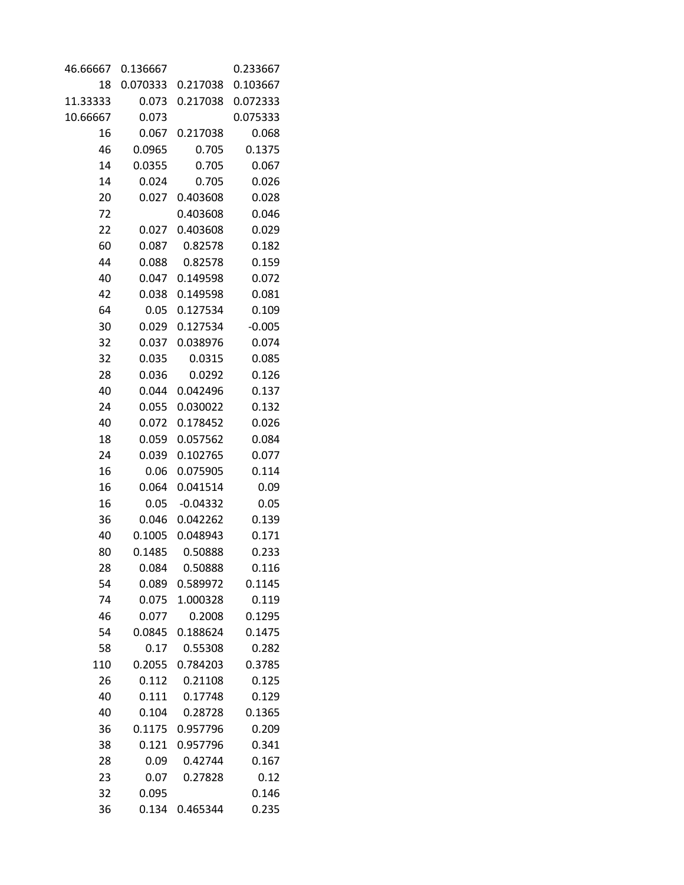| | | | |
|---|---|---|---|
| 46.66667 | 0.136667 | | 0.233667 |
| 18 | 0.070333 | 0.217038 | 0.103667 |
| 11.33333 | 0.073 | 0.217038 | 0.072333 |
| 10.66667 | 0.073 | | 0.075333 |
| 16 | 0.067 | 0.217038 | 0.068 |
| 46 | 0.0965 | 0.705 | 0.1375 |
| 14 | 0.0355 | 0.705 | 0.067 |
| 14 | 0.024 | 0.705 | 0.026 |
| 20 | 0.027 | 0.403608 | 0.028 |
| 72 | | 0.403608 | 0.046 |
| 22 | 0.027 | 0.403608 | 0.029 |
| 60 | 0.087 | 0.82578 | 0.182 |
| 44 | 0.088 | 0.82578 | 0.159 |
| 40 | 0.047 | 0.149598 | 0.072 |
| 42 | 0.038 | 0.149598 | 0.081 |
| 64 | 0.05 | 0.127534 | 0.109 |
| 30 | 0.029 | 0.127534 | -0.005 |
| 32 | 0.037 | 0.038976 | 0.074 |
| 32 | 0.035 | 0.0315 | 0.085 |
| 28 | 0.036 | 0.0292 | 0.126 |
| 40 | 0.044 | 0.042496 | 0.137 |
| 24 | 0.055 | 0.030022 | 0.132 |
| 40 | 0.072 | 0.178452 | 0.026 |
| 18 | 0.059 | 0.057562 | 0.084 |
| 24 | 0.039 | 0.102765 | 0.077 |
| 16 | 0.06 | 0.075905 | 0.114 |
| 16 | 0.064 | 0.041514 | 0.09 |
| 16 | 0.05 | -0.04332 | 0.05 |
| 36 | 0.046 | 0.042262 | 0.139 |
| 40 | 0.1005 | 0.048943 | 0.171 |
| 80 | 0.1485 | 0.50888 | 0.233 |
| 28 | 0.084 | 0.50888 | 0.116 |
| 54 | 0.089 | 0.589972 | 0.1145 |
| 74 | 0.075 | 1.000328 | 0.119 |
| 46 | 0.077 | 0.2008 | 0.1295 |
| 54 | 0.0845 | 0.188624 | 0.1475 |
| 58 | 0.17 | 0.55308 | 0.282 |
| 110 | 0.2055 | 0.784203 | 0.3785 |
| 26 | 0.112 | 0.21108 | 0.125 |
| 40 | 0.111 | 0.17748 | 0.129 |
| 40 | 0.104 | 0.28728 | 0.1365 |
| 36 | 0.1175 | 0.957796 | 0.209 |
| 38 | 0.121 | 0.957796 | 0.341 |
| 28 | 0.09 | 0.42744 | 0.167 |
| 23 | 0.07 | 0.27828 | 0.12 |
| 32 | 0.095 | | 0.146 |
| 36 | 0.134 | 0.465344 | 0.235 |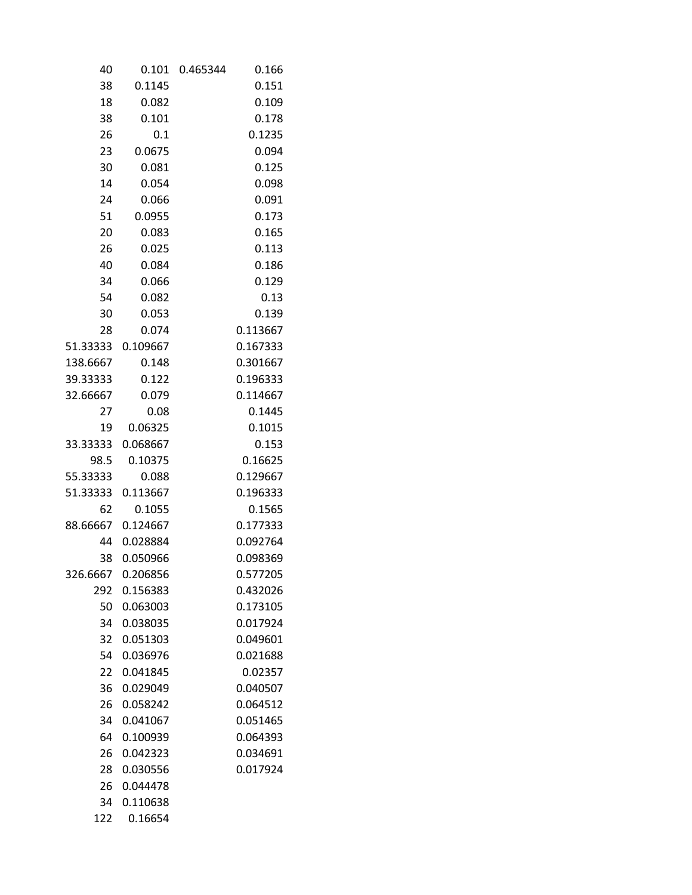| | | | |
|---|---|---|---|
| 40 | 0.101 | 0.465344 | 0.166 |
| 38 | 0.1145 | | 0.151 |
| 18 | 0.082 | | 0.109 |
| 38 | 0.101 | | 0.178 |
| 26 | 0.1 | | 0.1235 |
| 23 | 0.0675 | | 0.094 |
| 30 | 0.081 | | 0.125 |
| 14 | 0.054 | | 0.098 |
| 24 | 0.066 | | 0.091 |
| 51 | 0.0955 | | 0.173 |
| 20 | 0.083 | | 0.165 |
| 26 | 0.025 | | 0.113 |
| 40 | 0.084 | | 0.186 |
| 34 | 0.066 | | 0.129 |
| 54 | 0.082 | | 0.13 |
| 30 | 0.053 | | 0.139 |
| 28 | 0.074 | | 0.113667 |
| 51.33333 | 0.109667 | | 0.167333 |
| 138.6667 | 0.148 | | 0.301667 |
| 39.33333 | 0.122 | | 0.196333 |
| 32.66667 | 0.079 | | 0.114667 |
| 27 | 0.08 | | 0.1445 |
| 19 | 0.06325 | | 0.1015 |
| 33.33333 | 0.068667 | | 0.153 |
| 98.5 | 0.10375 | | 0.16625 |
| 55.33333 | 0.088 | | 0.129667 |
| 51.33333 | 0.113667 | | 0.196333 |
| 62 | 0.1055 | | 0.1565 |
| 88.66667 | 0.124667 | | 0.177333 |
| 44 | 0.028884 | | 0.092764 |
| 38 | 0.050966 | | 0.098369 |
| 326.6667 | 0.206856 | | 0.577205 |
| 292 | 0.156383 | | 0.432026 |
| 50 | 0.063003 | | 0.173105 |
| 34 | 0.038035 | | 0.017924 |
| 32 | 0.051303 | | 0.049601 |
| 54 | 0.036976 | | 0.021688 |
| 22 | 0.041845 | | 0.02357 |
| 36 | 0.029049 | | 0.040507 |
| 26 | 0.058242 | | 0.064512 |
| 34 | 0.041067 | | 0.051465 |
| 64 | 0.100939 | | 0.064393 |
| 26 | 0.042323 | | 0.034691 |
| 28 | 0.030556 | | 0.017924 |
| 26 | 0.044478 | | |
| 34 | 0.110638 | | |
| 122 | 0.16654 | | |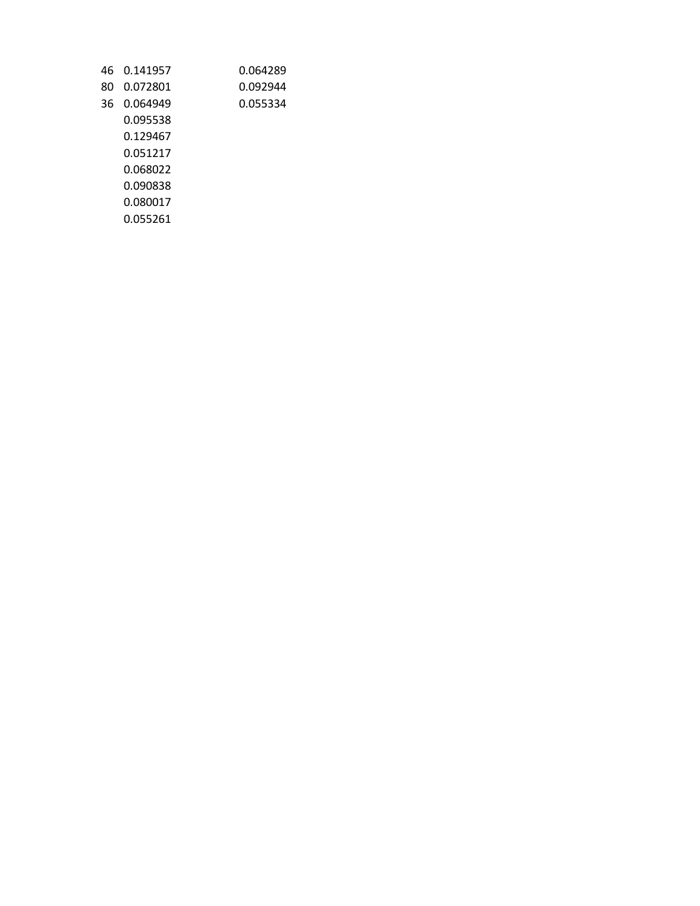| | | |
|---|---|---|
| 46 | 0.141957 | 0.064289 |
| 80 | 0.072801 | 0.092944 |
| 36 | 0.064949 | 0.055334 |
| | 0.095538 | |
| | 0.129467 | |
| | 0.051217 | |
| | 0.068022 | |
| | 0.090838 | |
| | 0.080017 | |
| | 0.055261 | |